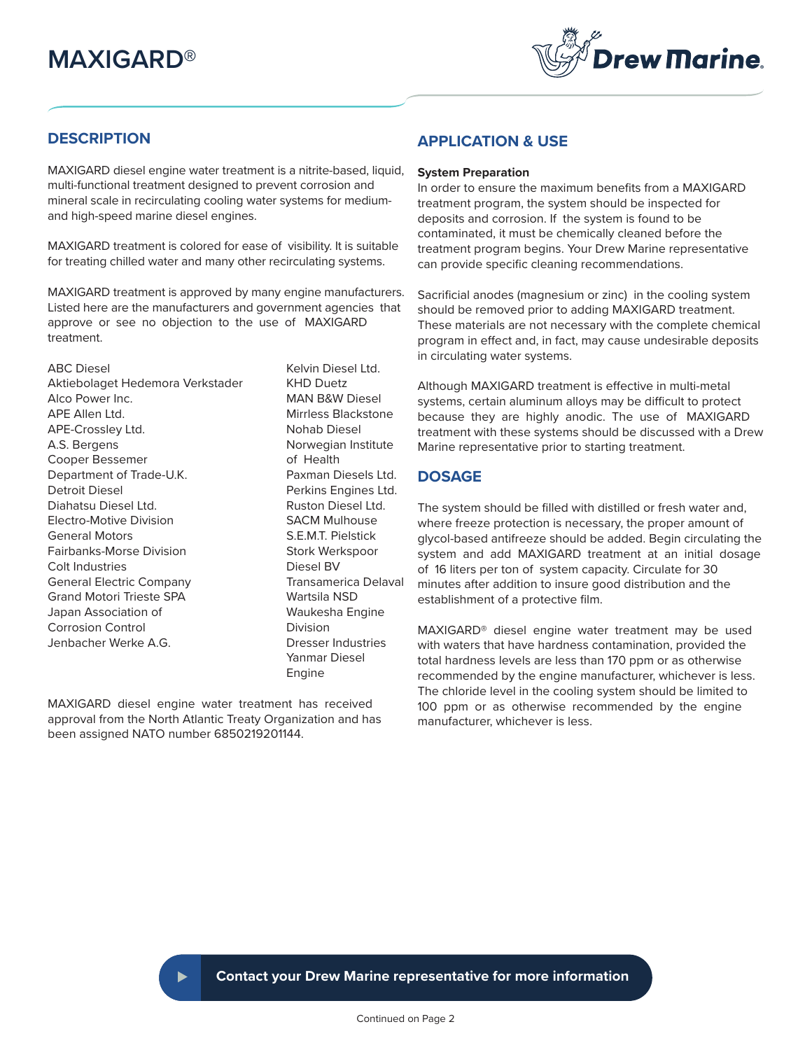# MAXIGARD®

## DESCRIPTION

MAXIGARD diesel engine water treatment is a nitrite-based, liquid, multi-functional treatment designed to prevent corrosion and mineral scale in recirculating cooling water systems for medium- and high-speed marine diesel engines.

MAXIGARD treatment is colored for ease of visibility. It is suitable for treating chilled water and many other recirculating systems.

MAXIGARD treatment is approved by many engine manufacturers. Listed here are the manufacturers and government agencies that approve or see no objection to the use of MAXIGARD treatment.

- ABC Diesel
- Aktiebolaget Hedemora Verkstader
- Alco Power Inc.
- APE Allen Ltd.
- APE-Crossley Ltd.
- A.S. Bergens
- Cooper Bessemer
- Department of Trade-U.K.
- Detroit Diesel
- Diahatsu Diesel Ltd.
- Electro-Motive Division
- General Motors
- Fairbanks-Morse Division
- Colt Industries
- General Electric Company
- Grand Motori Trieste SPA
- Japan Association of Corrosion Control
- Jenbacher Werke A.G.
- Kelvin Diesel Ltd.
- KHD Duetz
- MAN B&W Diesel
- Mirrless Blackstone
- Nohab Diesel
- Norwegian Institute of Health
- Paxman Diesels Ltd.
- Perkins Engines Ltd.
- Ruston Diesel Ltd.
- SACM Mulhouse
- S.E.M.T. Pielstick
- Stork Werkspoor Diesel BV
- Transamerica Delaval
- Wartsila NSD
- Waukesha Engine Division
- Dresser Industries
- Yanmar Diesel Engine

MAXIGARD diesel engine water treatment has received approval from the North Atlantic Treaty Organization and has been assigned NATO number 6850219201144.

## APPLICATION & USE

**System Preparation**

In order to ensure the maximum benefits from a MAXIGARD treatment program, the system should be inspected for deposits and corrosion. If the system is found to be contaminated, it must be chemically cleaned before the treatment program begins. Your Drew Marine representative can provide specific cleaning recommendations.

Sacrificial anodes (magnesium or zinc) in the cooling system should be removed prior to adding MAXIGARD treatment. These materials are not necessary with the complete chemical program in effect and, in fact, may cause undesirable deposits in circulating water systems.

Although MAXIGARD treatment is effective in multi-metal systems, certain aluminum alloys may be difficult to protect because they are highly anodic. The use of MAXIGARD treatment with these systems should be discussed with a Drew Marine representative prior to starting treatment.

## DOSAGE

The system should be filled with distilled or fresh water and, where freeze protection is necessary, the proper amount of glycol-based antifreeze should be added. Begin circulating the system and add MAXIGARD treatment at an initial dosage of 16 liters per ton of system capacity. Circulate for 30 minutes after addition to insure good distribution and the establishment of a protective film.

MAXIGARD® diesel engine water treatment may be used with waters that have hardness contamination, provided the total hardness levels are less than 170 ppm or as otherwise recommended by the engine manufacturer, whichever is less. The chloride level in the cooling system should be limited to 100 ppm or as otherwise recommended by the engine manufacturer, whichever is less.

**Contact your Drew Marine representative for more information**

Continued on Page 2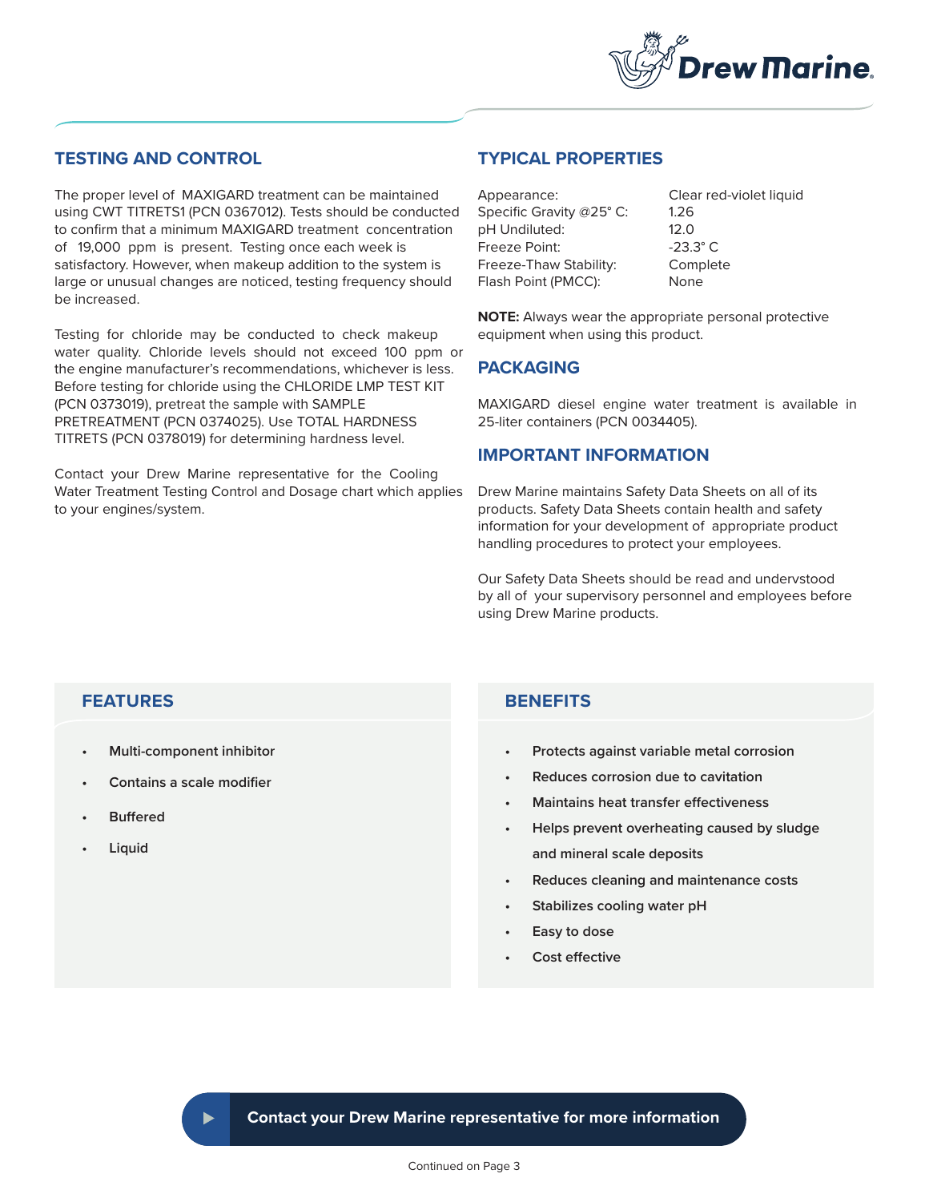## TESTING AND CONTROL

The proper level of MAXIGARD treatment can be maintained using CWT TITRETS1 (PCN 0367012). Tests should be conducted to confirm that a minimum MAXIGARD treatment concentration of 19,000 ppm is present. Testing once each week is satisfactory. However, when makeup addition to the system is large or unusual changes are noticed, testing frequency should be increased.

Testing for chloride may be conducted to check makeup water quality. Chloride levels should not exceed 100 ppm or the engine manufacturer's recommendations, whichever is less. Before testing for chloride using the CHLORIDE LMP TEST KIT (PCN 0373019), pretreat the sample with SAMPLE PRETREATMENT (PCN 0374025). Use TOTAL HARDNESS TITRETS (PCN 0378019) for determining hardness level.

Contact your Drew Marine representative for the Cooling Water Treatment Testing Control and Dosage chart which applies to your engines/system.

## TYPICAL PROPERTIES

| | |
|---|---|
| Appearance: | Clear red-violet liquid |
| Specific Gravity @25° C: | 1.26 |
| pH Undiluted: | 12.0 |
| Freeze Point: | -23.3° C |
| Freeze-Thaw Stability: | Complete |
| Flash Point (PMCC): | None |

**NOTE:** Always wear the appropriate personal protective equipment when using this product.

## PACKAGING

MAXIGARD diesel engine water treatment is available in 25-liter containers (PCN 0034405).

## IMPORTANT INFORMATION

Drew Marine maintains Safety Data Sheets on all of its products. Safety Data Sheets contain health and safety information for your development of appropriate product handling procedures to protect your employees.

Our Safety Data Sheets should be read and undervstood by all of your supervisory personnel and employees before using Drew Marine products.

## FEATURES

- Multi-component inhibitor
- Contains a scale modifier
- Buffered
- Liquid

## BENEFITS

- Protects against variable metal corrosion
- Reduces corrosion due to cavitation
- Maintains heat transfer effectiveness
- Helps prevent overheating caused by sludge and mineral scale deposits
- Reduces cleaning and maintenance costs
- Stabilizes cooling water pH
- Easy to dose
- Cost effective

**Contact your Drew Marine representative for more information**

Continued on Page 3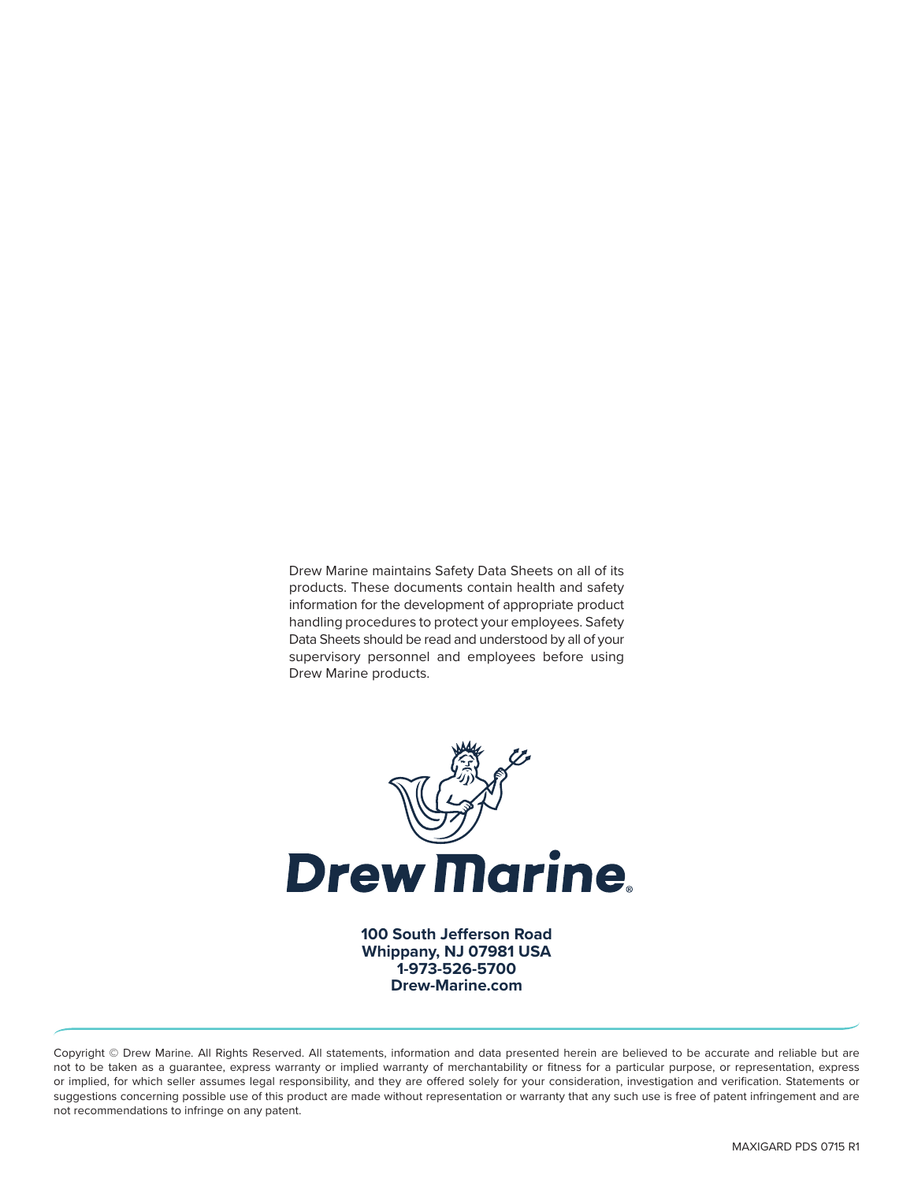Drew Marine maintains Safety Data Sheets on all of its products. These documents contain health and safety information for the development of appropriate product handling procedures to protect your employees. Safety Data Sheets should be read and understood by all of your supervisory personnel and employees before using Drew Marine products.

**Drew Marine**®

**100 South Jefferson Road**
**Whippany, NJ 07981 USA**
**1-973-526-5700**
**Drew-Marine.com**

Copyright © Drew Marine. All Rights Reserved. All statements, information and data presented herein are believed to be accurate and reliable but are not to be taken as a guarantee, express warranty or implied warranty of merchantability or fitness for a particular purpose, or representation, express or implied, for which seller assumes legal responsibility, and they are offered solely for your consideration, investigation and verification. Statements or suggestions concerning possible use of this product are made without representation or warranty that any such use is free of patent infringement and are not recommendations to infringe on any patent.

MAXIGARD PDS 0715 R1